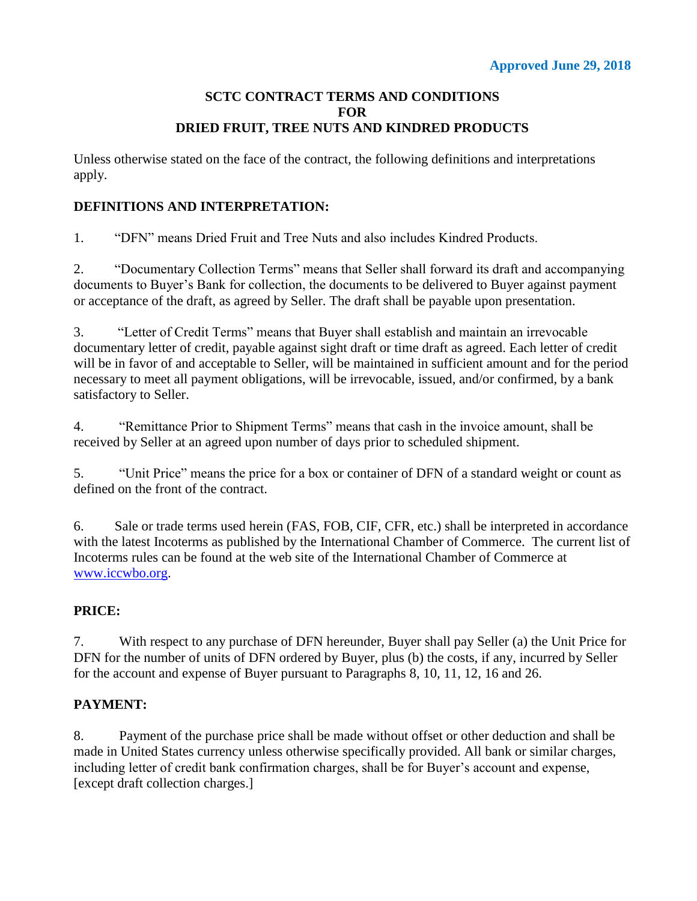**Approved June 29, 2018**

# SCTC CONTRACT TERMS AND CONDITIONS FOR DRIED FRUIT, TREE NUTS AND KINDRED PRODUCTS

Unless otherwise stated on the face of the contract, the following definitions and interpretations apply.

## DEFINITIONS AND INTERPRETATION:

1. "DFN" means Dried Fruit and Tree Nuts and also includes Kindred Products.

2. "Documentary Collection Terms" means that Seller shall forward its draft and accompanying documents to Buyer's Bank for collection, the documents to be delivered to Buyer against payment or acceptance of the draft, as agreed by Seller. The draft shall be payable upon presentation.

3. "Letter of Credit Terms" means that Buyer shall establish and maintain an irrevocable documentary letter of credit, payable against sight draft or time draft as agreed. Each letter of credit will be in favor of and acceptable to Seller, will be maintained in sufficient amount and for the period necessary to meet all payment obligations, will be irrevocable, issued, and/or confirmed, by a bank satisfactory to Seller.

4. "Remittance Prior to Shipment Terms" means that cash in the invoice amount, shall be received by Seller at an agreed upon number of days prior to scheduled shipment.

5. "Unit Price" means the price for a box or container of DFN of a standard weight or count as defined on the front of the contract.

6. Sale or trade terms used herein (FAS, FOB, CIF, CFR, etc.) shall be interpreted in accordance with the latest Incoterms as published by the International Chamber of Commerce. The current list of Incoterms rules can be found at the web site of the International Chamber of Commerce at www.iccwbo.org.

## PRICE:

7. With respect to any purchase of DFN hereunder, Buyer shall pay Seller (a) the Unit Price for DFN for the number of units of DFN ordered by Buyer, plus (b) the costs, if any, incurred by Seller for the account and expense of Buyer pursuant to Paragraphs 8, 10, 11, 12, 16 and 26.

## PAYMENT:

8. Payment of the purchase price shall be made without offset or other deduction and shall be made in United States currency unless otherwise specifically provided. All bank or similar charges, including letter of credit bank confirmation charges, shall be for Buyer's account and expense, [except draft collection charges.]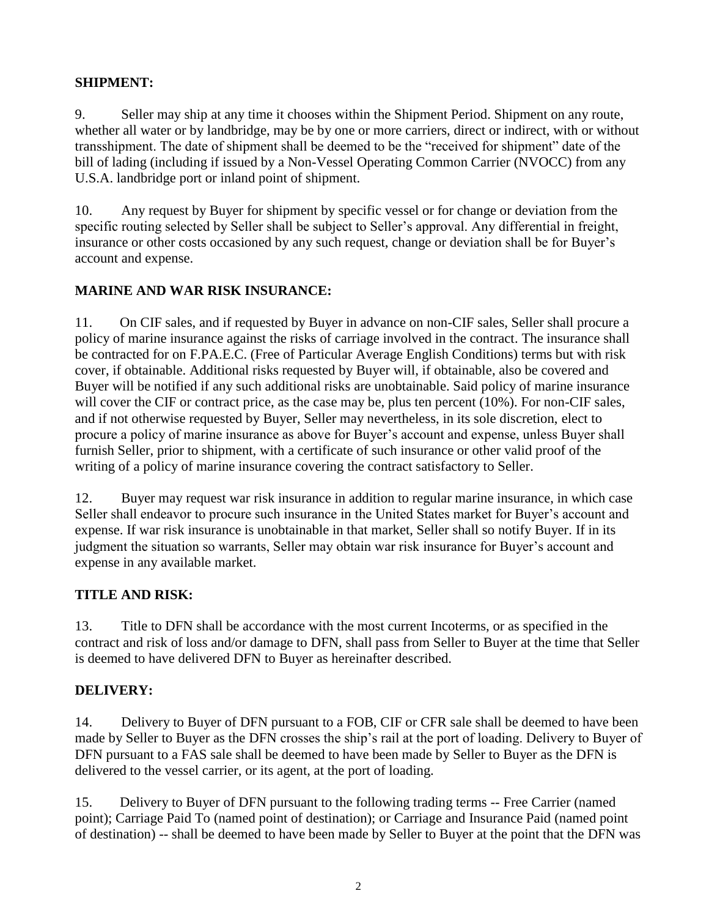**SHIPMENT:**

9. Seller may ship at any time it chooses within the Shipment Period. Shipment on any route, whether all water or by landbridge, may be by one or more carriers, direct or indirect, with or without transshipment. The date of shipment shall be deemed to be the "received for shipment" date of the bill of lading (including if issued by a Non-Vessel Operating Common Carrier (NVOCC) from any U.S.A. landbridge port or inland point of shipment.

10. Any request by Buyer for shipment by specific vessel or for change or deviation from the specific routing selected by Seller shall be subject to Seller's approval. Any differential in freight, insurance or other costs occasioned by any such request, change or deviation shall be for Buyer's account and expense.

**MARINE AND WAR RISK INSURANCE:**

11. On CIF sales, and if requested by Buyer in advance on non-CIF sales, Seller shall procure a policy of marine insurance against the risks of carriage involved in the contract. The insurance shall be contracted for on F.PA.E.C. (Free of Particular Average English Conditions) terms but with risk cover, if obtainable. Additional risks requested by Buyer will, if obtainable, also be covered and Buyer will be notified if any such additional risks are unobtainable. Said policy of marine insurance will cover the CIF or contract price, as the case may be, plus ten percent (10%). For non-CIF sales, and if not otherwise requested by Buyer, Seller may nevertheless, in its sole discretion, elect to procure a policy of marine insurance as above for Buyer's account and expense, unless Buyer shall furnish Seller, prior to shipment, with a certificate of such insurance or other valid proof of the writing of a policy of marine insurance covering the contract satisfactory to Seller.

12. Buyer may request war risk insurance in addition to regular marine insurance, in which case Seller shall endeavor to procure such insurance in the United States market for Buyer's account and expense. If war risk insurance is unobtainable in that market, Seller shall so notify Buyer. If in its judgment the situation so warrants, Seller may obtain war risk insurance for Buyer's account and expense in any available market.

**TITLE AND RISK:**

13. Title to DFN shall be accordance with the most current Incoterms, or as specified in the contract and risk of loss and/or damage to DFN, shall pass from Seller to Buyer at the time that Seller is deemed to have delivered DFN to Buyer as hereinafter described.

**DELIVERY:**

14. Delivery to Buyer of DFN pursuant to a FOB, CIF or CFR sale shall be deemed to have been made by Seller to Buyer as the DFN crosses the ship's rail at the port of loading. Delivery to Buyer of DFN pursuant to a FAS sale shall be deemed to have been made by Seller to Buyer as the DFN is delivered to the vessel carrier, or its agent, at the port of loading.

15. Delivery to Buyer of DFN pursuant to the following trading terms -- Free Carrier (named point); Carriage Paid To (named point of destination); or Carriage and Insurance Paid (named point of destination) -- shall be deemed to have been made by Seller to Buyer at the point that the DFN was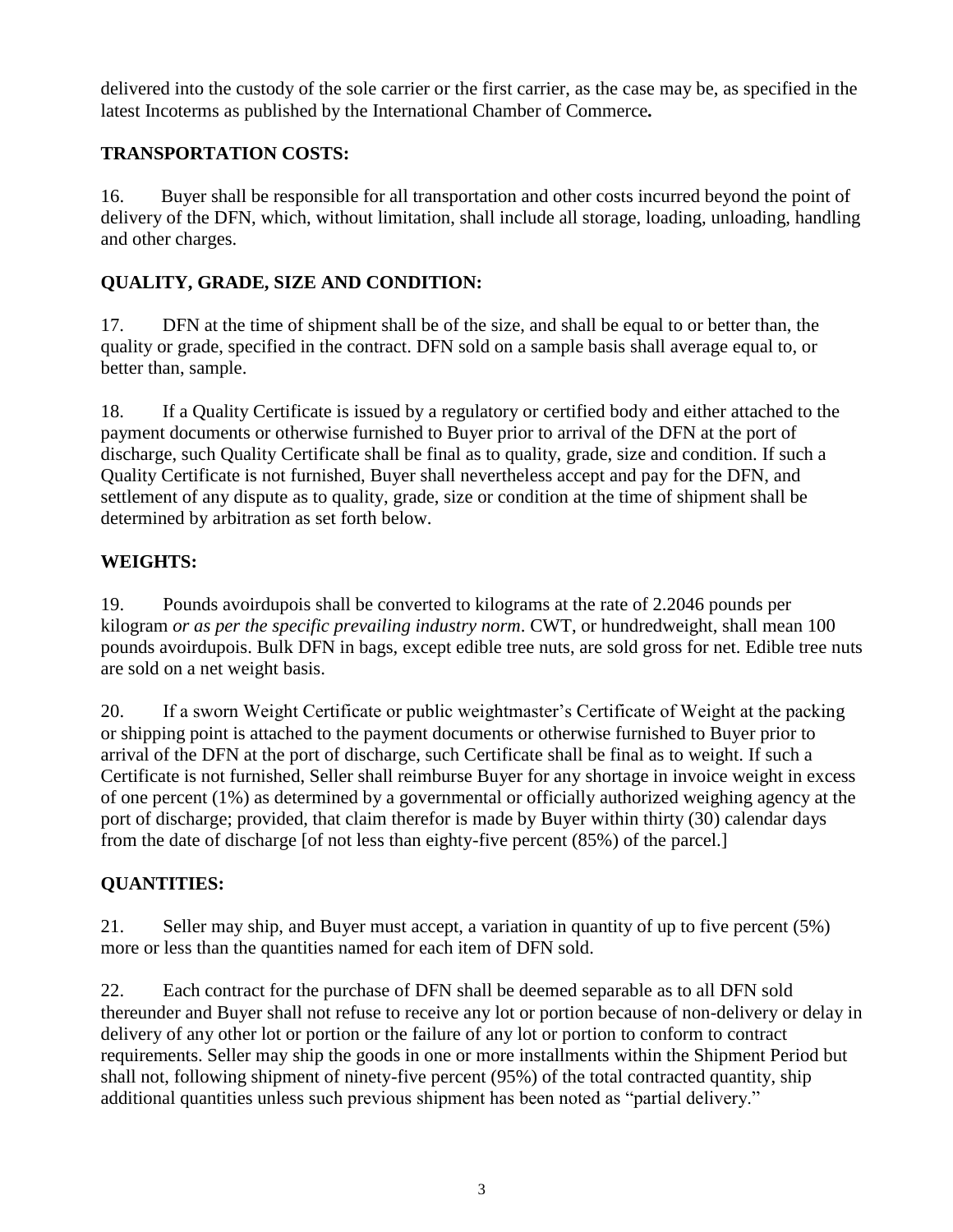delivered into the custody of the sole carrier or the first carrier, as the case may be, as specified in the latest Incoterms as published by the International Chamber of Commerce**.**

## TRANSPORTATION COSTS:

16. Buyer shall be responsible for all transportation and other costs incurred beyond the point of delivery of the DFN, which, without limitation, shall include all storage, loading, unloading, handling and other charges.

## QUALITY, GRADE, SIZE AND CONDITION:

17. DFN at the time of shipment shall be of the size, and shall be equal to or better than, the quality or grade, specified in the contract. DFN sold on a sample basis shall average equal to, or better than, sample.

18. If a Quality Certificate is issued by a regulatory or certified body and either attached to the payment documents or otherwise furnished to Buyer prior to arrival of the DFN at the port of discharge, such Quality Certificate shall be final as to quality, grade, size and condition. If such a Quality Certificate is not furnished, Buyer shall nevertheless accept and pay for the DFN, and settlement of any dispute as to quality, grade, size or condition at the time of shipment shall be determined by arbitration as set forth below.

## WEIGHTS:

19. Pounds avoirdupois shall be converted to kilograms at the rate of 2.2046 pounds per kilogram *or as per the specific prevailing industry norm*. CWT, or hundredweight, shall mean 100 pounds avoirdupois. Bulk DFN in bags, except edible tree nuts, are sold gross for net. Edible tree nuts are sold on a net weight basis.

20. If a sworn Weight Certificate or public weightmaster's Certificate of Weight at the packing or shipping point is attached to the payment documents or otherwise furnished to Buyer prior to arrival of the DFN at the port of discharge, such Certificate shall be final as to weight. If such a Certificate is not furnished, Seller shall reimburse Buyer for any shortage in invoice weight in excess of one percent (1%) as determined by a governmental or officially authorized weighing agency at the port of discharge; provided, that claim therefor is made by Buyer within thirty (30) calendar days from the date of discharge [of not less than eighty-five percent (85%) of the parcel.]

## QUANTITIES:

21. Seller may ship, and Buyer must accept, a variation in quantity of up to five percent (5%) more or less than the quantities named for each item of DFN sold.

22. Each contract for the purchase of DFN shall be deemed separable as to all DFN sold thereunder and Buyer shall not refuse to receive any lot or portion because of non-delivery or delay in delivery of any other lot or portion or the failure of any lot or portion to conform to contract requirements. Seller may ship the goods in one or more installments within the Shipment Period but shall not, following shipment of ninety-five percent (95%) of the total contracted quantity, ship additional quantities unless such previous shipment has been noted as "partial delivery."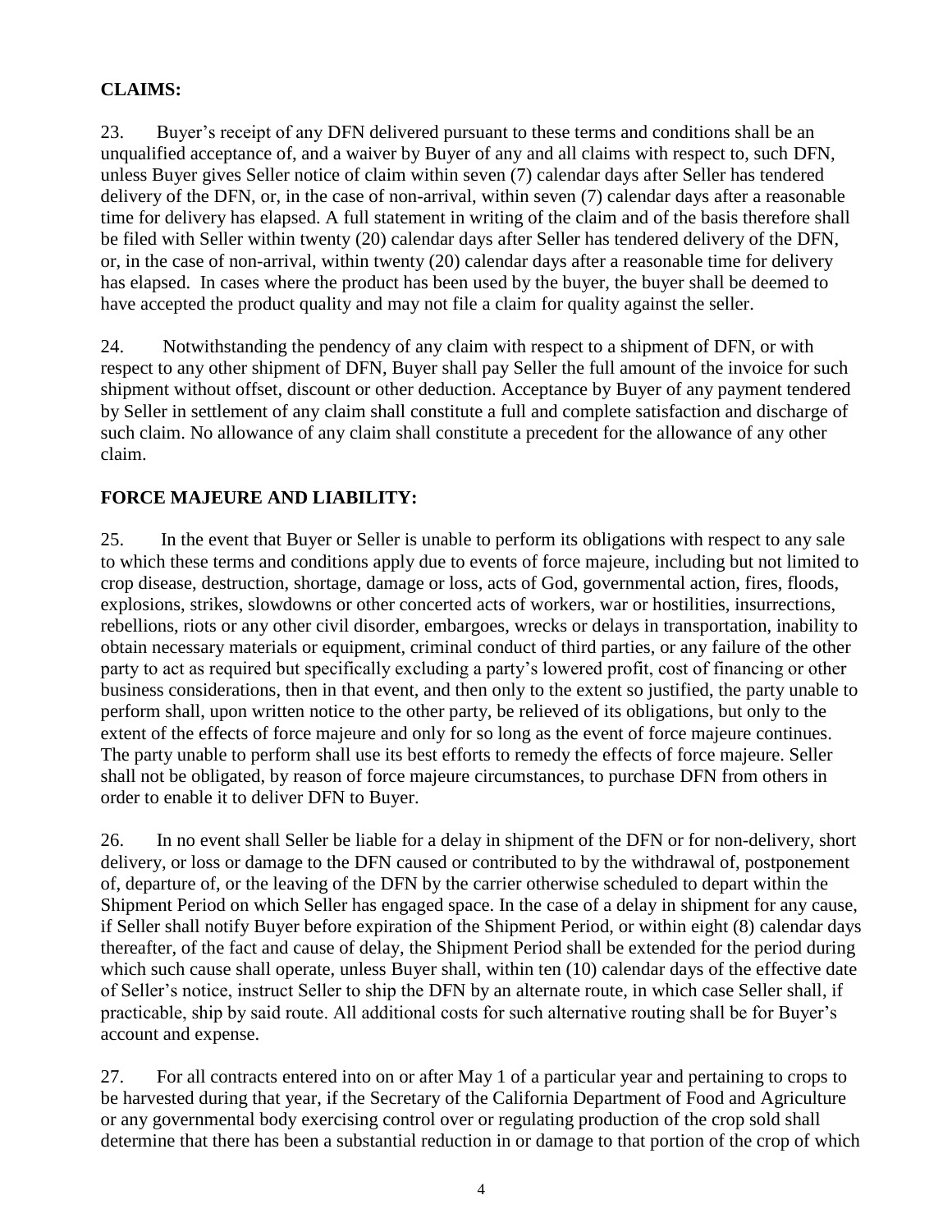**CLAIMS:**

23. Buyer's receipt of any DFN delivered pursuant to these terms and conditions shall be an unqualified acceptance of, and a waiver by Buyer of any and all claims with respect to, such DFN, unless Buyer gives Seller notice of claim within seven (7) calendar days after Seller has tendered delivery of the DFN, or, in the case of non-arrival, within seven (7) calendar days after a reasonable time for delivery has elapsed. A full statement in writing of the claim and of the basis therefore shall be filed with Seller within twenty (20) calendar days after Seller has tendered delivery of the DFN, or, in the case of non-arrival, within twenty (20) calendar days after a reasonable time for delivery has elapsed. In cases where the product has been used by the buyer, the buyer shall be deemed to have accepted the product quality and may not file a claim for quality against the seller.

24. Notwithstanding the pendency of any claim with respect to a shipment of DFN, or with respect to any other shipment of DFN, Buyer shall pay Seller the full amount of the invoice for such shipment without offset, discount or other deduction. Acceptance by Buyer of any payment tendered by Seller in settlement of any claim shall constitute a full and complete satisfaction and discharge of such claim. No allowance of any claim shall constitute a precedent for the allowance of any other claim.

**FORCE MAJEURE AND LIABILITY:**

25. In the event that Buyer or Seller is unable to perform its obligations with respect to any sale to which these terms and conditions apply due to events of force majeure, including but not limited to crop disease, destruction, shortage, damage or loss, acts of God, governmental action, fires, floods, explosions, strikes, slowdowns or other concerted acts of workers, war or hostilities, insurrections, rebellions, riots or any other civil disorder, embargoes, wrecks or delays in transportation, inability to obtain necessary materials or equipment, criminal conduct of third parties, or any failure of the other party to act as required but specifically excluding a party's lowered profit, cost of financing or other business considerations, then in that event, and then only to the extent so justified, the party unable to perform shall, upon written notice to the other party, be relieved of its obligations, but only to the extent of the effects of force majeure and only for so long as the event of force majeure continues. The party unable to perform shall use its best efforts to remedy the effects of force majeure. Seller shall not be obligated, by reason of force majeure circumstances, to purchase DFN from others in order to enable it to deliver DFN to Buyer.

26. In no event shall Seller be liable for a delay in shipment of the DFN or for non-delivery, short delivery, or loss or damage to the DFN caused or contributed to by the withdrawal of, postponement of, departure of, or the leaving of the DFN by the carrier otherwise scheduled to depart within the Shipment Period on which Seller has engaged space. In the case of a delay in shipment for any cause, if Seller shall notify Buyer before expiration of the Shipment Period, or within eight (8) calendar days thereafter, of the fact and cause of delay, the Shipment Period shall be extended for the period during which such cause shall operate, unless Buyer shall, within ten (10) calendar days of the effective date of Seller's notice, instruct Seller to ship the DFN by an alternate route, in which case Seller shall, if practicable, ship by said route. All additional costs for such alternative routing shall be for Buyer's account and expense.

27. For all contracts entered into on or after May 1 of a particular year and pertaining to crops to be harvested during that year, if the Secretary of the California Department of Food and Agriculture or any governmental body exercising control over or regulating production of the crop sold shall determine that there has been a substantial reduction in or damage to that portion of the crop of which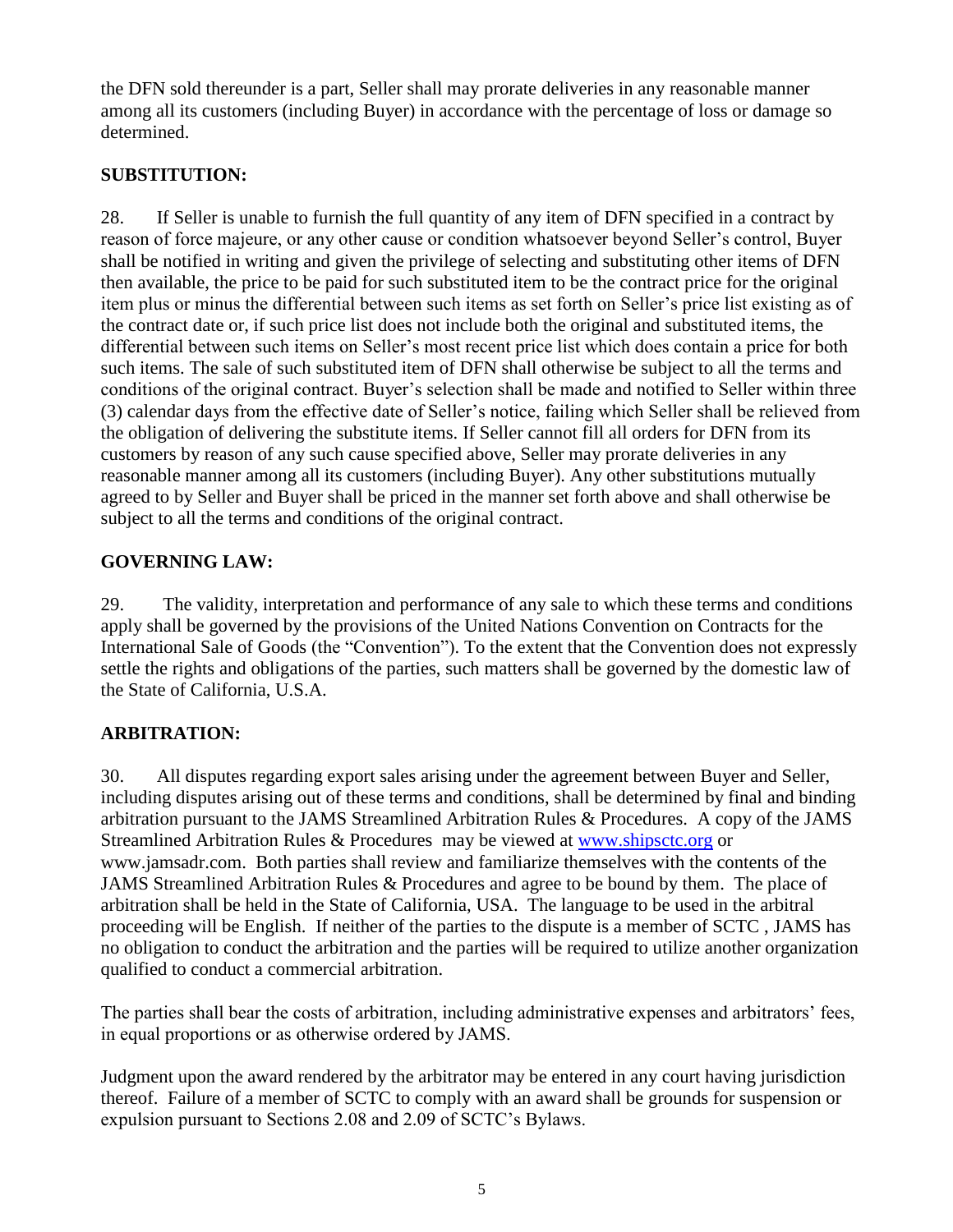the DFN sold thereunder is a part, Seller shall may prorate deliveries in any reasonable manner among all its customers (including Buyer) in accordance with the percentage of loss or damage so determined.

**SUBSTITUTION:**

28. If Seller is unable to furnish the full quantity of any item of DFN specified in a contract by reason of force majeure, or any other cause or condition whatsoever beyond Seller's control, Buyer shall be notified in writing and given the privilege of selecting and substituting other items of DFN then available, the price to be paid for such substituted item to be the contract price for the original item plus or minus the differential between such items as set forth on Seller's price list existing as of the contract date or, if such price list does not include both the original and substituted items, the differential between such items on Seller's most recent price list which does contain a price for both such items. The sale of such substituted item of DFN shall otherwise be subject to all the terms and conditions of the original contract. Buyer's selection shall be made and notified to Seller within three (3) calendar days from the effective date of Seller's notice, failing which Seller shall be relieved from the obligation of delivering the substitute items. If Seller cannot fill all orders for DFN from its customers by reason of any such cause specified above, Seller may prorate deliveries in any reasonable manner among all its customers (including Buyer). Any other substitutions mutually agreed to by Seller and Buyer shall be priced in the manner set forth above and shall otherwise be subject to all the terms and conditions of the original contract.

**GOVERNING LAW:**

29. The validity, interpretation and performance of any sale to which these terms and conditions apply shall be governed by the provisions of the United Nations Convention on Contracts for the International Sale of Goods (the "Convention"). To the extent that the Convention does not expressly settle the rights and obligations of the parties, such matters shall be governed by the domestic law of the State of California, U.S.A.

**ARBITRATION:**

30. All disputes regarding export sales arising under the agreement between Buyer and Seller, including disputes arising out of these terms and conditions, shall be determined by final and binding arbitration pursuant to the JAMS Streamlined Arbitration Rules & Procedures. A copy of the JAMS Streamlined Arbitration Rules & Procedures may be viewed at www.shipsctc.org or www.jamsadr.com. Both parties shall review and familiarize themselves with the contents of the JAMS Streamlined Arbitration Rules & Procedures and agree to be bound by them. The place of arbitration shall be held in the State of California, USA. The language to be used in the arbitral proceeding will be English. If neither of the parties to the dispute is a member of SCTC , JAMS has no obligation to conduct the arbitration and the parties will be required to utilize another organization qualified to conduct a commercial arbitration.

The parties shall bear the costs of arbitration, including administrative expenses and arbitrators' fees, in equal proportions or as otherwise ordered by JAMS.

Judgment upon the award rendered by the arbitrator may be entered in any court having jurisdiction thereof. Failure of a member of SCTC to comply with an award shall be grounds for suspension or expulsion pursuant to Sections 2.08 and 2.09 of SCTC's Bylaws.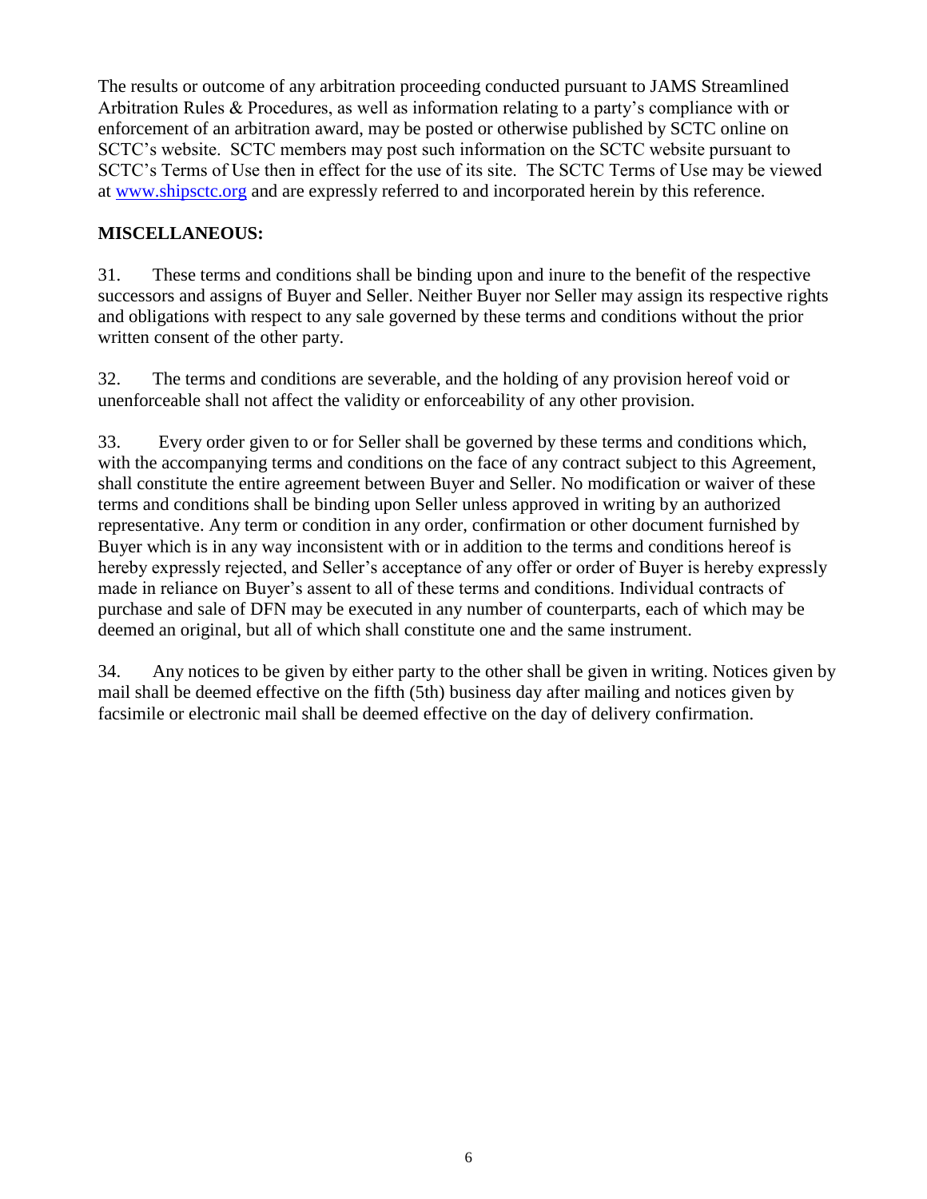The results or outcome of any arbitration proceeding conducted pursuant to JAMS Streamlined Arbitration Rules & Procedures, as well as information relating to a party's compliance with or enforcement of an arbitration award, may be posted or otherwise published by SCTC online on SCTC's website. SCTC members may post such information on the SCTC website pursuant to SCTC's Terms of Use then in effect for the use of its site. The SCTC Terms of Use may be viewed at [www.shipsctc.org](http://www.shipsctc.org) and are expressly referred to and incorporated herein by this reference.

**MISCELLANEOUS:**

31. These terms and conditions shall be binding upon and inure to the benefit of the respective successors and assigns of Buyer and Seller. Neither Buyer nor Seller may assign its respective rights and obligations with respect to any sale governed by these terms and conditions without the prior written consent of the other party.

32. The terms and conditions are severable, and the holding of any provision hereof void or unenforceable shall not affect the validity or enforceability of any other provision.

33. Every order given to or for Seller shall be governed by these terms and conditions which, with the accompanying terms and conditions on the face of any contract subject to this Agreement, shall constitute the entire agreement between Buyer and Seller. No modification or waiver of these terms and conditions shall be binding upon Seller unless approved in writing by an authorized representative. Any term or condition in any order, confirmation or other document furnished by Buyer which is in any way inconsistent with or in addition to the terms and conditions hereof is hereby expressly rejected, and Seller's acceptance of any offer or order of Buyer is hereby expressly made in reliance on Buyer's assent to all of these terms and conditions. Individual contracts of purchase and sale of DFN may be executed in any number of counterparts, each of which may be deemed an original, but all of which shall constitute one and the same instrument.

34. Any notices to be given by either party to the other shall be given in writing. Notices given by mail shall be deemed effective on the fifth (5th) business day after mailing and notices given by facsimile or electronic mail shall be deemed effective on the day of delivery confirmation.